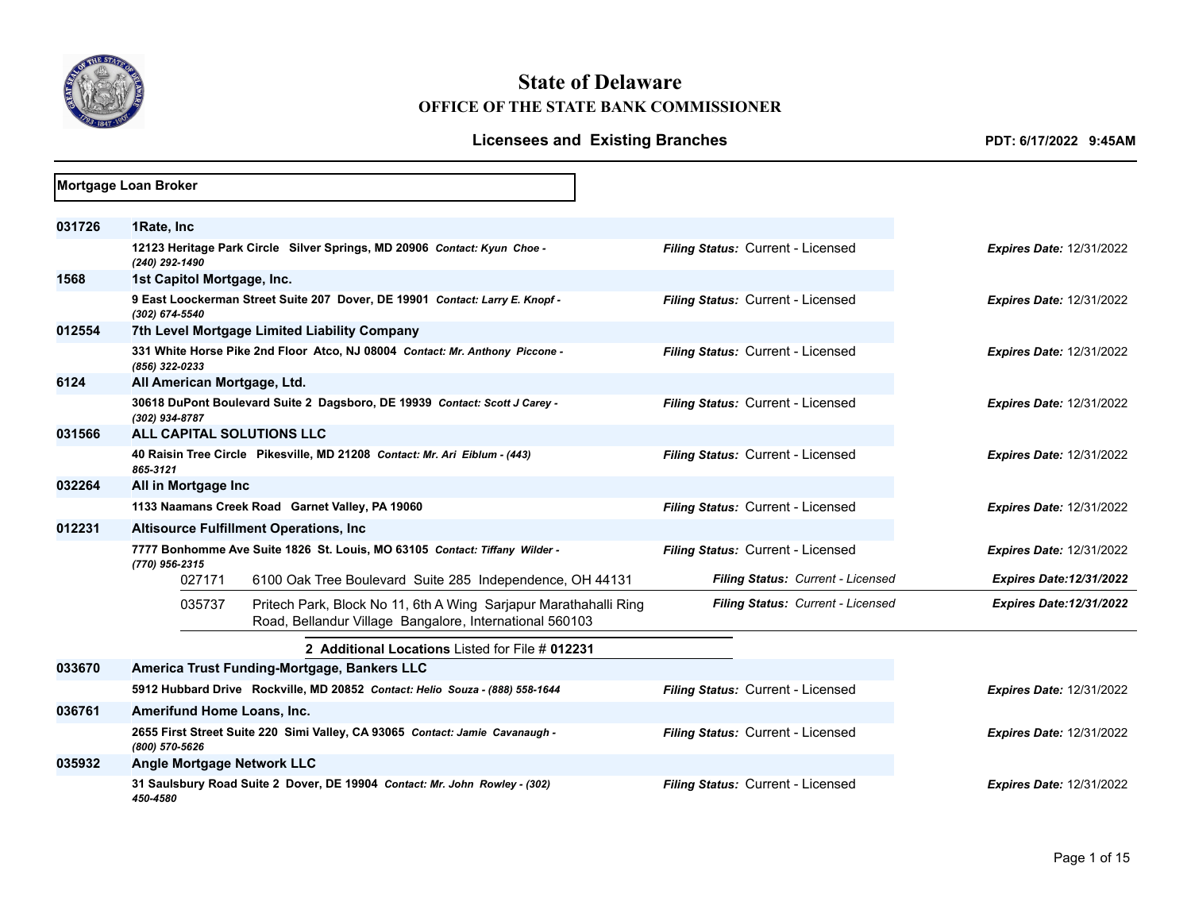# State of Delaware

## OFFICE OF THE STATE BANK COMMISSIONER

### Licensees and Existing Branches

**PDT: 6/17/2022 9:45AM**

**Mortgage Loan Broker**

**031726** **1Rate, Inc**
**12123 Heritage Park Circle Silver Springs, MD 20906** ***Contact: Kyun Choe - (240) 292-1490***
*Filing Status:* Current - Licensed — *Expires Date:* 12/31/2022

**1568** **1st Capitol Mortgage, Inc.**
**9 East Loockerman Street Suite 207 Dover, DE 19901** ***Contact: Larry E. Knopf - (302) 674-5540***
*Filing Status:* Current - Licensed — *Expires Date:* 12/31/2022

**012554** **7th Level Mortgage Limited Liability Company**
**331 White Horse Pike 2nd Floor Atco, NJ 08004** ***Contact: Mr. Anthony Piccone - (856) 322-0233***
*Filing Status:* Current - Licensed — *Expires Date:* 12/31/2022

**6124** **All American Mortgage, Ltd.**
**30618 DuPont Boulevard Suite 2 Dagsboro, DE 19939** ***Contact: Scott J Carey - (302) 934-8787***
*Filing Status:* Current - Licensed — *Expires Date:* 12/31/2022

**031566** **ALL CAPITAL SOLUTIONS LLC**
**40 Raisin Tree Circle Pikesville, MD 21208** ***Contact: Mr. Ari Eiblum - (443) 865-3121***
*Filing Status:* Current - Licensed — *Expires Date:* 12/31/2022

**032264** **All in Mortgage Inc**
**1133 Naamans Creek Road Garnet Valley, PA 19060**
*Filing Status:* Current - Licensed — *Expires Date:* 12/31/2022

**012231** **Altisource Fulfillment Operations, Inc**
**7777 Bonhomme Ave Suite 1826 St. Louis, MO 63105** ***Contact: Tiffany Wilder - (770) 956-2315***
*Filing Status:* Current - Licensed — *Expires Date:* 12/31/2022

| Branch | Address | Filing Status | Expires Date |
|---|---|---|---|
| 027171 | 6100 Oak Tree Boulevard Suite 285 Independence, OH 44131 | *Current - Licensed* | *12/31/2022* |
| 035737 | Pritech Park, Block No 11, 6th A Wing Sarjapur Marathahalli Ring Road, Bellandur Village Bangalore, International 560103 | *Current - Licensed* | *12/31/2022* |

**2 Additional Locations** Listed for File # **012231**

**033670** **America Trust Funding-Mortgage, Bankers LLC**
**5912 Hubbard Drive Rockville, MD 20852** ***Contact: Helio Souza - (888) 558-1644***
*Filing Status:* Current - Licensed — *Expires Date:* 12/31/2022

**036761** **Amerifund Home Loans, Inc.**
**2655 First Street Suite 220 Simi Valley, CA 93065** ***Contact: Jamie Cavanaugh - (800) 570-5626***
*Filing Status:* Current - Licensed — *Expires Date:* 12/31/2022

**035932** **Angle Mortgage Network LLC**
**31 Saulsbury Road Suite 2 Dover, DE 19904** ***Contact: Mr. John Rowley - (302) 450-4580***
*Filing Status:* Current - Licensed — *Expires Date:* 12/31/2022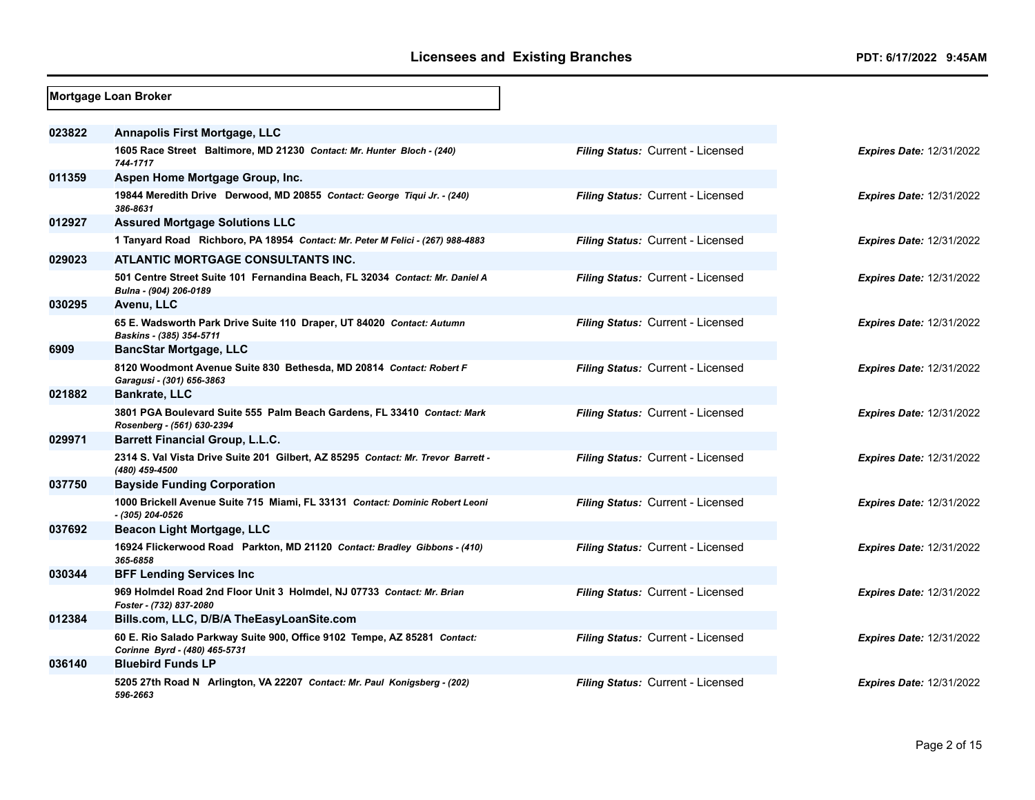**Mortgage Loan Broker**

| License # | Licensee / Address | Filing Status | Expires Date |
|---|---|---|---|
| 023822 | **Annapolis First Mortgage, LLC** | | |
| | 1605 Race Street Baltimore, MD 21230 *Contact: Mr. Hunter Bloch - (240) 744-1717* | *Filing Status:* Current - Licensed | *Expires Date:* 12/31/2022 |
| 011359 | **Aspen Home Mortgage Group, Inc.** | | |
| | 19844 Meredith Drive Derwood, MD 20855 *Contact: George Tiqui Jr. - (240) 386-8631* | *Filing Status:* Current - Licensed | *Expires Date:* 12/31/2022 |
| 012927 | **Assured Mortgage Solutions LLC** | | |
| | 1 Tanyard Road Richboro, PA 18954 *Contact: Mr. Peter M Felici - (267) 988-4883* | *Filing Status:* Current - Licensed | *Expires Date:* 12/31/2022 |
| 029023 | **ATLANTIC MORTGAGE CONSULTANTS INC.** | | |
| | 501 Centre Street Suite 101 Fernandina Beach, FL 32034 *Contact: Mr. Daniel A Bulna - (904) 206-0189* | *Filing Status:* Current - Licensed | *Expires Date:* 12/31/2022 |
| 030295 | **Avenu, LLC** | | |
| | 65 E. Wadsworth Park Drive Suite 110 Draper, UT 84020 *Contact: Autumn Baskins - (385) 354-5711* | *Filing Status:* Current - Licensed | *Expires Date:* 12/31/2022 |
| 6909 | **BancStar Mortgage, LLC** | | |
| | 8120 Woodmont Avenue Suite 830 Bethesda, MD 20814 *Contact: Robert F Garagusi - (301) 656-3863* | *Filing Status:* Current - Licensed | *Expires Date:* 12/31/2022 |
| 021882 | **Bankrate, LLC** | | |
| | 3801 PGA Boulevard Suite 555 Palm Beach Gardens, FL 33410 *Contact: Mark Rosenberg - (561) 630-2394* | *Filing Status:* Current - Licensed | *Expires Date:* 12/31/2022 |
| 029971 | **Barrett Financial Group, L.L.C.** | | |
| | 2314 S. Val Vista Drive Suite 201 Gilbert, AZ 85295 *Contact: Mr. Trevor Barrett - (480) 459-4500* | *Filing Status:* Current - Licensed | *Expires Date:* 12/31/2022 |
| 037750 | **Bayside Funding Corporation** | | |
| | 1000 Brickell Avenue Suite 715 Miami, FL 33131 *Contact: Dominic Robert Leoni - (305) 204-0526* | *Filing Status:* Current - Licensed | *Expires Date:* 12/31/2022 |
| 037692 | **Beacon Light Mortgage, LLC** | | |
| | 16924 Flickerwood Road Parkton, MD 21120 *Contact: Bradley Gibbons - (410) 365-6858* | *Filing Status:* Current - Licensed | *Expires Date:* 12/31/2022 |
| 030344 | **BFF Lending Services Inc** | | |
| | 969 Holmdel Road 2nd Floor Unit 3 Holmdel, NJ 07733 *Contact: Mr. Brian Foster - (732) 837-2080* | *Filing Status:* Current - Licensed | *Expires Date:* 12/31/2022 |
| 012384 | **Bills.com, LLC, D/B/A TheEasyLoanSite.com** | | |
| | 60 E. Rio Salado Parkway Suite 900, Office 9102 Tempe, AZ 85281 *Contact: Corinne Byrd - (480) 465-5731* | *Filing Status:* Current - Licensed | *Expires Date:* 12/31/2022 |
| 036140 | **Bluebird Funds LP** | | |
| | 5205 27th Road N Arlington, VA 22207 *Contact: Mr. Paul Konigsberg - (202) 596-2663* | *Filing Status:* Current - Licensed | *Expires Date:* 12/31/2022 |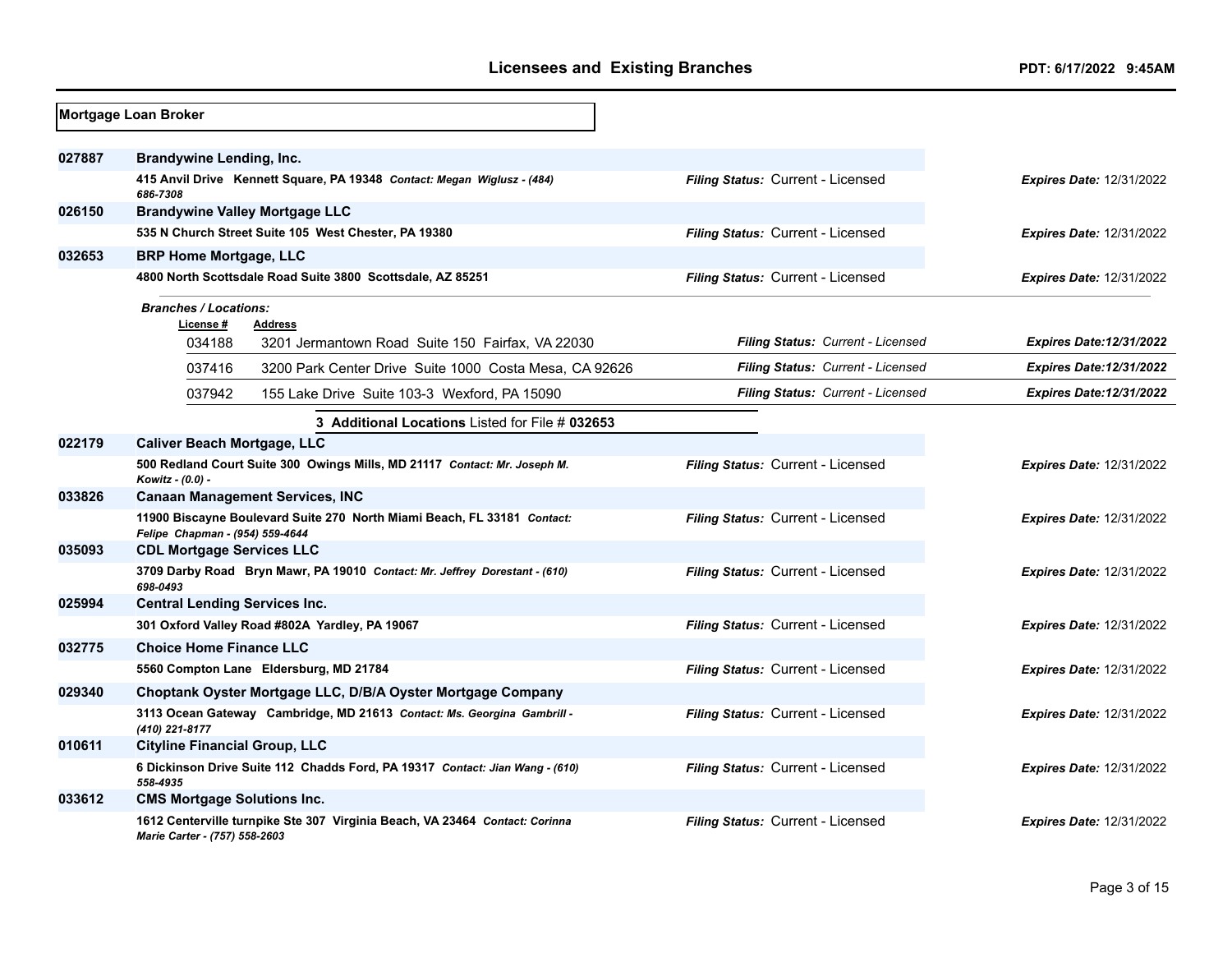**Mortgage Loan Broker**

| License # | Name / Address | Filing Status | Expires Date |
|---|---|---|---|
| 027887 | **Brandywine Lending, Inc.** | | |
| | 415 Anvil Drive Kennett Square, PA 19348 *Contact: Megan Wiglusz - (484) 686-7308* | *Filing Status:* Current - Licensed | *Expires Date:* 12/31/2022 |
| 026150 | **Brandywine Valley Mortgage LLC** | | |
| | 535 N Church Street Suite 105 West Chester, PA 19380 | *Filing Status:* Current - Licensed | *Expires Date:* 12/31/2022 |
| 032653 | **BRP Home Mortgage, LLC** | | |
| | 4800 North Scottsdale Road Suite 3800 Scottsdale, AZ 85251 | *Filing Status:* Current - Licensed | *Expires Date:* 12/31/2022 |

*Branches / Locations:*

| License # | Address | Filing Status | Expires Date |
|---|---|---|---|
| 034188 | 3201 Jermantown Road Suite 150 Fairfax, VA 22030 | *Filing Status: Current - Licensed* | *Expires Date:12/31/2022* |
| 037416 | 3200 Park Center Drive Suite 1000 Costa Mesa, CA 92626 | *Filing Status: Current - Licensed* | *Expires Date:12/31/2022* |
| 037942 | 155 Lake Drive Suite 103-3 Wexford, PA 15090 | *Filing Status: Current - Licensed* | *Expires Date:12/31/2022* |

**3 Additional Locations** Listed for File # **032653**

| License # | Name / Address | Filing Status | Expires Date |
|---|---|---|---|
| 022179 | **Caliver Beach Mortgage, LLC** | | |
| | 500 Redland Court Suite 300 Owings Mills, MD 21117 *Contact: Mr. Joseph M. Kowitz - (0.0) -* | *Filing Status:* Current - Licensed | *Expires Date:* 12/31/2022 |
| 033826 | **Canaan Management Services, INC** | | |
| | 11900 Biscayne Boulevard Suite 270 North Miami Beach, FL 33181 *Contact: Felipe Chapman - (954) 559-4644* | *Filing Status:* Current - Licensed | *Expires Date:* 12/31/2022 |
| 035093 | **CDL Mortgage Services LLC** | | |
| | 3709 Darby Road Bryn Mawr, PA 19010 *Contact: Mr. Jeffrey Dorestant - (610) 698-0493* | *Filing Status:* Current - Licensed | *Expires Date:* 12/31/2022 |
| 025994 | **Central Lending Services Inc.** | | |
| | 301 Oxford Valley Road #802A Yardley, PA 19067 | *Filing Status:* Current - Licensed | *Expires Date:* 12/31/2022 |
| 032775 | **Choice Home Finance LLC** | | |
| | 5560 Compton Lane Eldersburg, MD 21784 | *Filing Status:* Current - Licensed | *Expires Date:* 12/31/2022 |
| 029340 | **Choptank Oyster Mortgage LLC, D/B/A Oyster Mortgage Company** | | |
| | 3113 Ocean Gateway Cambridge, MD 21613 *Contact: Ms. Georgina Gambrill - (410) 221-8177* | *Filing Status:* Current - Licensed | *Expires Date:* 12/31/2022 |
| 010611 | **Cityline Financial Group, LLC** | | |
| | 6 Dickinson Drive Suite 112 Chadds Ford, PA 19317 *Contact: Jian Wang - (610) 558-4935* | *Filing Status:* Current - Licensed | *Expires Date:* 12/31/2022 |
| 033612 | **CMS Mortgage Solutions Inc.** | | |
| | 1612 Centerville turnpike Ste 307 Virginia Beach, VA 23464 *Contact: Corinna Marie Carter - (757) 558-2603* | *Filing Status:* Current - Licensed | *Expires Date:* 12/31/2022 |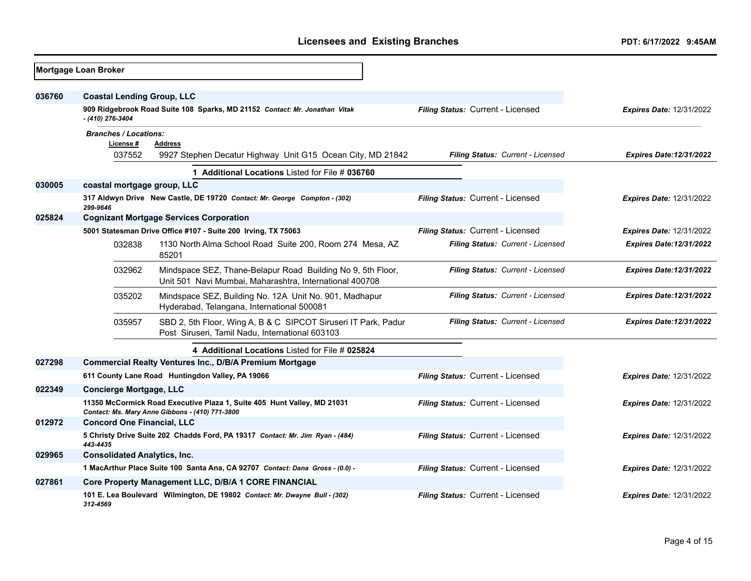## Licensees and Existing Branches

PDT: 6/17/2022 9:45AM

**Mortgage Loan Broker**

**036760** **Coastal Lending Group, LLC**

**909 Ridgebrook Road Suite 108 Sparks, MD 21152** *Contact: Mr. Jonathan Vitak - (410) 276-3404*
*Filing Status:* Current - Licensed | *Expires Date:* 12/31/2022

*Branches / Locations:*

| License # | Address | Filing Status | Expires Date |
|---|---|---|---|
| 037552 | 9927 Stephen Decatur Highway Unit G15 Ocean City, MD 21842 | Current - Licensed | 12/31/2022 |

**1 Additional Locations** Listed for File # **036760**

**030005** **coastal mortgage group, LLC**

**317 Aldwyn Drive New Castle, DE 19720** *Contact: Mr. George Compton - (302) 299-9646*
*Filing Status:* Current - Licensed | *Expires Date:* 12/31/2022

**025824** **Cognizant Mortgage Services Corporation**

**5001 Statesman Drive Office #107 - Suite 200 Irving, TX 75063**
*Filing Status:* Current - Licensed | *Expires Date:* 12/31/2022

| License # | Address | Filing Status | Expires Date |
|---|---|---|---|
| 032838 | 1130 North Alma School Road Suite 200, Room 274 Mesa, AZ 85201 | Current - Licensed | 12/31/2022 |
| 032962 | Mindspace SEZ, Thane-Belapur Road Building No 9, 5th Floor, Unit 501 Navi Mumbai, Maharashtra, International 400708 | Current - Licensed | 12/31/2022 |
| 035202 | Mindspace SEZ, Building No. 12A Unit No. 901, Madhapur Hyderabad, Telangana, International 500081 | Current - Licensed | 12/31/2022 |
| 035957 | SBD 2, 5th Floor, Wing A, B & C SIPCOT Siruseri IT Park, Padur Post Siruseri, Tamil Nadu, International 603103 | Current - Licensed | 12/31/2022 |

**4 Additional Locations** Listed for File # **025824**

**027298** **Commercial Realty Ventures Inc., D/B/A Premium Mortgage**

**611 County Lane Road Huntingdon Valley, PA 19066**
*Filing Status:* Current - Licensed | *Expires Date:* 12/31/2022

**022349** **Concierge Mortgage, LLC**

**11350 McCormick Road Executive Plaza 1, Suite 405 Hunt Valley, MD 21031** *Contact: Ms. Mary Anne Gibbons - (410) 771-3800*
*Filing Status:* Current - Licensed | *Expires Date:* 12/31/2022

**012972** **Concord One Financial, LLC**

**5 Christy Drive Suite 202 Chadds Ford, PA 19317** *Contact: Mr. Jim Ryan - (484) 443-4435*
*Filing Status:* Current - Licensed | *Expires Date:* 12/31/2022

**029965** **Consolidated Analytics, Inc.**

**1 MacArthur Place Suite 100 Santa Ana, CA 92707** *Contact: Dana Gross - (0.0) -*
*Filing Status:* Current - Licensed | *Expires Date:* 12/31/2022

**027861** **Core Property Management LLC, D/B/A 1 CORE FINANCIAL**

**101 E. Lea Boulevard Wilmington, DE 19802** *Contact: Mr. Dwayne Bull - (302) 312-4569*
*Filing Status:* Current - Licensed | *Expires Date:* 12/31/2022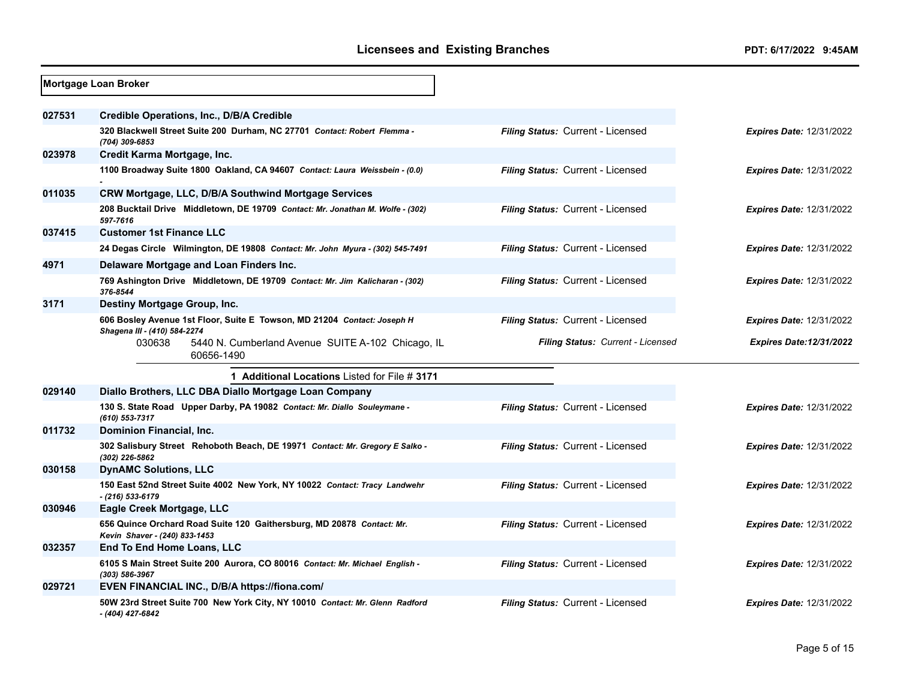## Mortgage Loan Broker

| File # | Licensee / Address | Filing Status | Expires Date |
|---|---|---|---|
| 027531 | **Credible Operations, Inc., D/B/A Credible** | | |
| | 320 Blackwell Street Suite 200 Durham, NC 27701 *Contact: Robert Flemma - (704) 309-6853* | *Filing Status:* Current - Licensed | *Expires Date:* 12/31/2022 |
| 023978 | **Credit Karma Mortgage, Inc.** | | |
| | 1100 Broadway Suite 1800 Oakland, CA 94607 *Contact: Laura Weissbein - (0.0) -* | *Filing Status:* Current - Licensed | *Expires Date:* 12/31/2022 |
| 011035 | **CRW Mortgage, LLC, D/B/A Southwind Mortgage Services** | | |
| | 208 Bucktail Drive Middletown, DE 19709 *Contact: Mr. Jonathan M. Wolfe - (302) 597-7616* | *Filing Status:* Current - Licensed | *Expires Date:* 12/31/2022 |
| 037415 | **Customer 1st Finance LLC** | | |
| | 24 Degas Circle Wilmington, DE 19808 *Contact: Mr. John Myura - (302) 545-7491* | *Filing Status:* Current - Licensed | *Expires Date:* 12/31/2022 |
| 4971 | **Delaware Mortgage and Loan Finders Inc.** | | |
| | 769 Ashington Drive Middletown, DE 19709 *Contact: Mr. Jim Kalicharan - (302) 376-8544* | *Filing Status:* Current - Licensed | *Expires Date:* 12/31/2022 |
| 3171 | **Destiny Mortgage Group, Inc.** | | |
| | 606 Bosley Avenue 1st Floor, Suite E Towson, MD 21204 *Contact: Joseph H Shagena III - (410) 584-2274* | *Filing Status:* Current - Licensed | *Expires Date:* 12/31/2022 |
| | 030638 5440 N. Cumberland Avenue SUITE A-102 Chicago, IL 60656-1490 | *Filing Status: Current - Licensed* | *Expires Date:12/31/2022* |
| | 1 **Additional Locations** Listed for File # **3171** | | |
| 029140 | **Diallo Brothers, LLC DBA Diallo Mortgage Loan Company** | | |
| | 130 S. State Road Upper Darby, PA 19082 *Contact: Mr. Diallo Souleymane - (610) 553-7317* | *Filing Status:* Current - Licensed | *Expires Date:* 12/31/2022 |
| 011732 | **Dominion Financial, Inc.** | | |
| | 302 Salisbury Street Rehoboth Beach, DE 19971 *Contact: Mr. Gregory E Salko - (302) 226-5862* | *Filing Status:* Current - Licensed | *Expires Date:* 12/31/2022 |
| 030158 | **DynAMC Solutions, LLC** | | |
| | 150 East 52nd Street Suite 4002 New York, NY 10022 *Contact: Tracy Landwehr - (216) 533-6179* | *Filing Status:* Current - Licensed | *Expires Date:* 12/31/2022 |
| 030946 | **Eagle Creek Mortgage, LLC** | | |
| | 656 Quince Orchard Road Suite 120 Gaithersburg, MD 20878 *Contact: Mr. Kevin Shaver - (240) 833-1453* | *Filing Status:* Current - Licensed | *Expires Date:* 12/31/2022 |
| 032357 | **End To End Home Loans, LLC** | | |
| | 6105 S Main Street Suite 200 Aurora, CO 80016 *Contact: Mr. Michael English - (303) 586-3967* | *Filing Status:* Current - Licensed | *Expires Date:* 12/31/2022 |
| 029721 | **EVEN FINANCIAL INC., D/B/A https://fiona.com/** | | |
| | 50W 23rd Street Suite 700 New York City, NY 10010 *Contact: Mr. Glenn Radford - (404) 427-6842* | *Filing Status:* Current - Licensed | *Expires Date:* 12/31/2022 |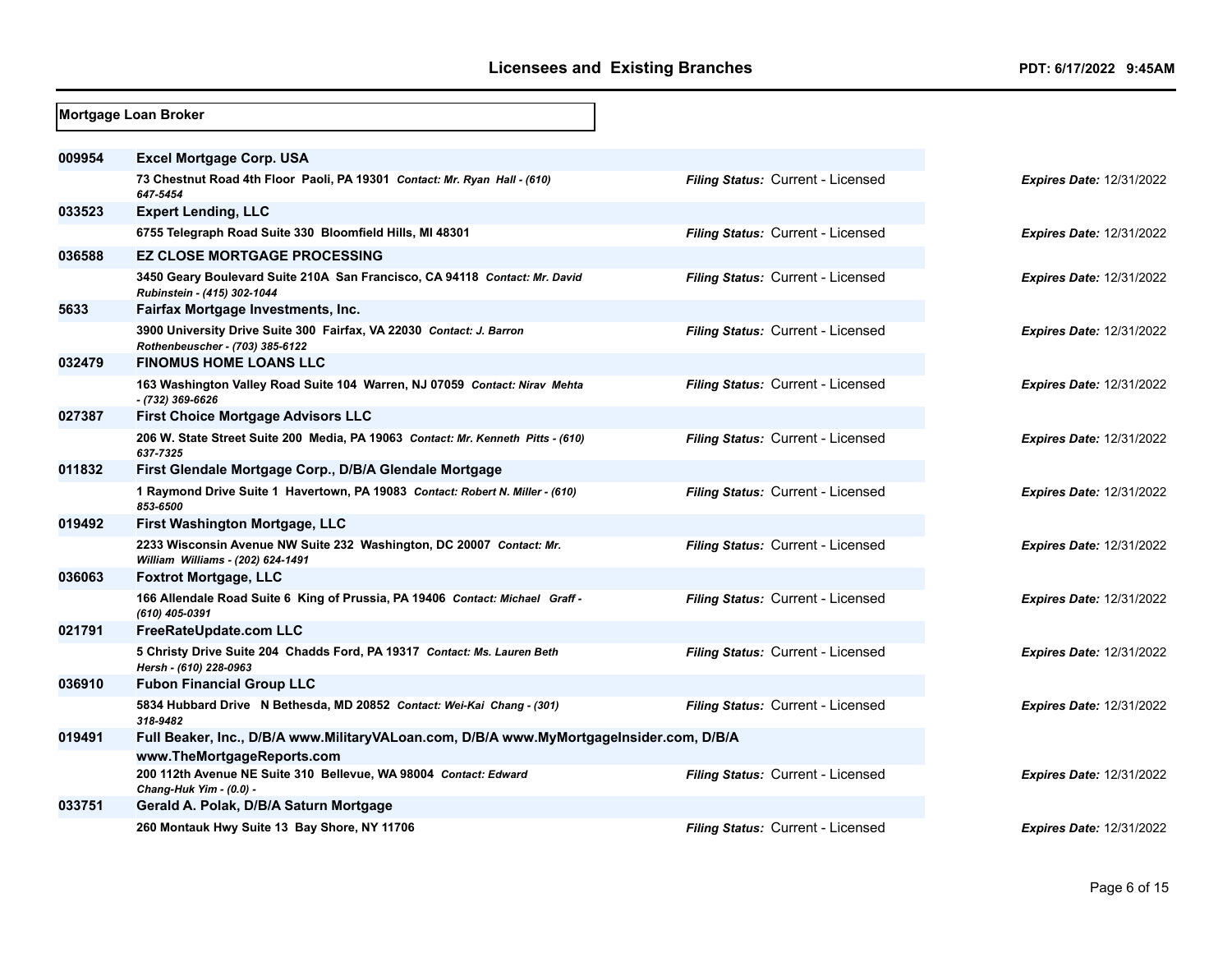## Mortgage Loan Broker

| License | Licensee / Address | Filing Status | Expires Date |
|---|---|---|---|
| 009954 | **Excel Mortgage Corp. USA**<br>73 Chestnut Road 4th Floor Paoli, PA 19301 *Contact: Mr. Ryan Hall - (610) 647-5454* | *Filing Status:* Current - Licensed | *Expires Date:* 12/31/2022 |
| 033523 | **Expert Lending, LLC**<br>6755 Telegraph Road Suite 330 Bloomfield Hills, MI 48301 | *Filing Status:* Current - Licensed | *Expires Date:* 12/31/2022 |
| 036588 | **EZ CLOSE MORTGAGE PROCESSING**<br>3450 Geary Boulevard Suite 210A San Francisco, CA 94118 *Contact: Mr. David Rubinstein - (415) 302-1044* | *Filing Status:* Current - Licensed | *Expires Date:* 12/31/2022 |
| 5633 | **Fairfax Mortgage Investments, Inc.**<br>3900 University Drive Suite 300 Fairfax, VA 22030 *Contact: J. Barron Rothenbeuscher - (703) 385-6122* | *Filing Status:* Current - Licensed | *Expires Date:* 12/31/2022 |
| 032479 | **FINOMUS HOME LOANS LLC**<br>163 Washington Valley Road Suite 104 Warren, NJ 07059 *Contact: Nirav Mehta - (732) 369-6626* | *Filing Status:* Current - Licensed | *Expires Date:* 12/31/2022 |
| 027387 | **First Choice Mortgage Advisors LLC**<br>206 W. State Street Suite 200 Media, PA 19063 *Contact: Mr. Kenneth Pitts - (610) 637-7325* | *Filing Status:* Current - Licensed | *Expires Date:* 12/31/2022 |
| 011832 | **First Glendale Mortgage Corp., D/B/A Glendale Mortgage**<br>1 Raymond Drive Suite 1 Havertown, PA 19083 *Contact: Robert N. Miller - (610) 853-6500* | *Filing Status:* Current - Licensed | *Expires Date:* 12/31/2022 |
| 019492 | **First Washington Mortgage, LLC**<br>2233 Wisconsin Avenue NW Suite 232 Washington, DC 20007 *Contact: Mr. William Williams - (202) 624-1491* | *Filing Status:* Current - Licensed | *Expires Date:* 12/31/2022 |
| 036063 | **Foxtrot Mortgage, LLC**<br>166 Allendale Road Suite 6 King of Prussia, PA 19406 *Contact: Michael Graff - (610) 405-0391* | *Filing Status:* Current - Licensed | *Expires Date:* 12/31/2022 |
| 021791 | **FreeRateUpdate.com LLC**<br>5 Christy Drive Suite 204 Chadds Ford, PA 19317 *Contact: Ms. Lauren Beth Hersh - (610) 228-0963* | *Filing Status:* Current - Licensed | *Expires Date:* 12/31/2022 |
| 036910 | **Fubon Financial Group LLC**<br>5834 Hubbard Drive N Bethesda, MD 20852 *Contact: Wei-Kai Chang - (301) 318-9482* | *Filing Status:* Current - Licensed | *Expires Date:* 12/31/2022 |
| 019491 | **Full Beaker, Inc., D/B/A www.MilitaryVALoan.com, D/B/A www.MyMortgageInsider.com, D/B/A www.TheMortgageReports.com**<br>200 112th Avenue NE Suite 310 Bellevue, WA 98004 *Contact: Edward Chang-Huk Yim - (0.0) -* | *Filing Status:* Current - Licensed | *Expires Date:* 12/31/2022 |
| 033751 | **Gerald A. Polak, D/B/A Saturn Mortgage**<br>260 Montauk Hwy Suite 13 Bay Shore, NY 11706 | *Filing Status:* Current - Licensed | *Expires Date:* 12/31/2022 |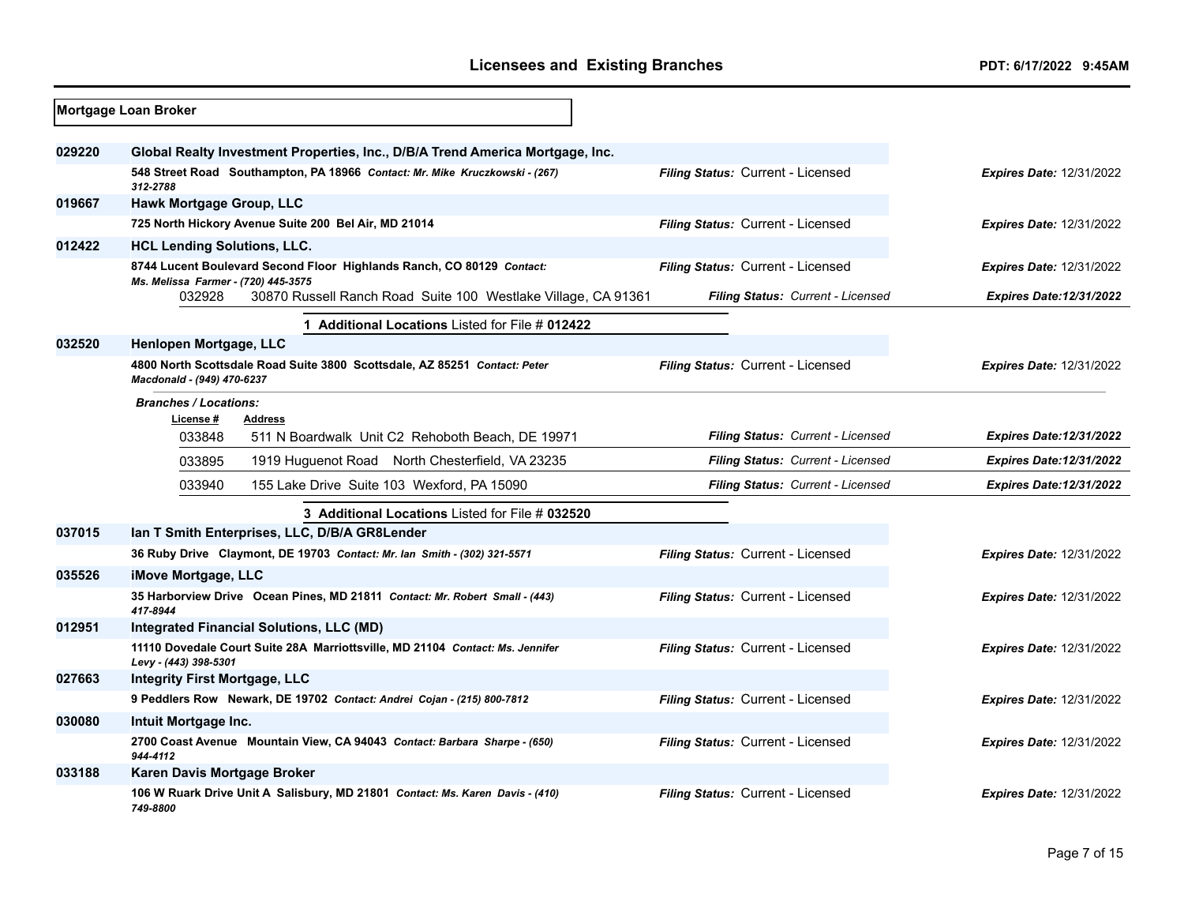## Mortgage Loan Broker

**029220** **Global Realty Investment Properties, Inc., D/B/A Trend America Mortgage, Inc.**

548 Street Road Southampton, PA 18966 *Contact: Mr. Mike Kruczkowski - (267) 312-2788* — *Filing Status:* Current - Licensed — *Expires Date:* 12/31/2022

**019667** **Hawk Mortgage Group, LLC**

725 North Hickory Avenue Suite 200 Bel Air, MD 21014 — *Filing Status:* Current - Licensed — *Expires Date:* 12/31/2022

**012422** **HCL Lending Solutions, LLC.**

8744 Lucent Boulevard Second Floor Highlands Ranch, CO 80129 *Contact: Ms. Melissa Farmer - (720) 445-3575* — *Filing Status:* Current - Licensed — *Expires Date:* 12/31/2022

| License # | Address | Filing Status | Expires Date |
|---|---|---|---|
| 032928 | 30870 Russell Ranch Road Suite 100 Westlake Village, CA 91361 | Current - Licensed | 12/31/2022 |

**1 Additional Locations** Listed for File # **012422**

**032520** **Henlopen Mortgage, LLC**

4800 North Scottsdale Road Suite 3800 Scottsdale, AZ 85251 *Contact: Peter Macdonald - (949) 470-6237* — *Filing Status:* Current - Licensed — *Expires Date:* 12/31/2022

*Branches / Locations:*

| License # | Address | Filing Status | Expires Date |
|---|---|---|---|
| 033848 | 511 N Boardwalk Unit C2 Rehoboth Beach, DE 19971 | Current - Licensed | 12/31/2022 |
| 033895 | 1919 Huguenot Road North Chesterfield, VA 23235 | Current - Licensed | 12/31/2022 |
| 033940 | 155 Lake Drive Suite 103 Wexford, PA 15090 | Current - Licensed | 12/31/2022 |

**3 Additional Locations** Listed for File # **032520**

**037015** **Ian T Smith Enterprises, LLC, D/B/A GR8Lender**

36 Ruby Drive Claymont, DE 19703 *Contact: Mr. Ian Smith - (302) 321-5571* — *Filing Status:* Current - Licensed — *Expires Date:* 12/31/2022

**035526** **iMove Mortgage, LLC**

35 Harborview Drive Ocean Pines, MD 21811 *Contact: Mr. Robert Small - (443) 417-8944* — *Filing Status:* Current - Licensed — *Expires Date:* 12/31/2022

**012951** **Integrated Financial Solutions, LLC (MD)**

11110 Dovedale Court Suite 28A Marriottsville, MD 21104 *Contact: Ms. Jennifer Levy - (443) 398-5301* — *Filing Status:* Current - Licensed — *Expires Date:* 12/31/2022

**027663** **Integrity First Mortgage, LLC**

9 Peddlers Row Newark, DE 19702 *Contact: Andrei Cojan - (215) 800-7812* — *Filing Status:* Current - Licensed — *Expires Date:* 12/31/2022

**030080** **Intuit Mortgage Inc.**

2700 Coast Avenue Mountain View, CA 94043 *Contact: Barbara Sharpe - (650) 944-4112* — *Filing Status:* Current - Licensed — *Expires Date:* 12/31/2022

**033188** **Karen Davis Mortgage Broker**

106 W Ruark Drive Unit A Salisbury, MD 21801 *Contact: Ms. Karen Davis - (410) 749-8800* — *Filing Status:* Current - Licensed — *Expires Date:* 12/31/2022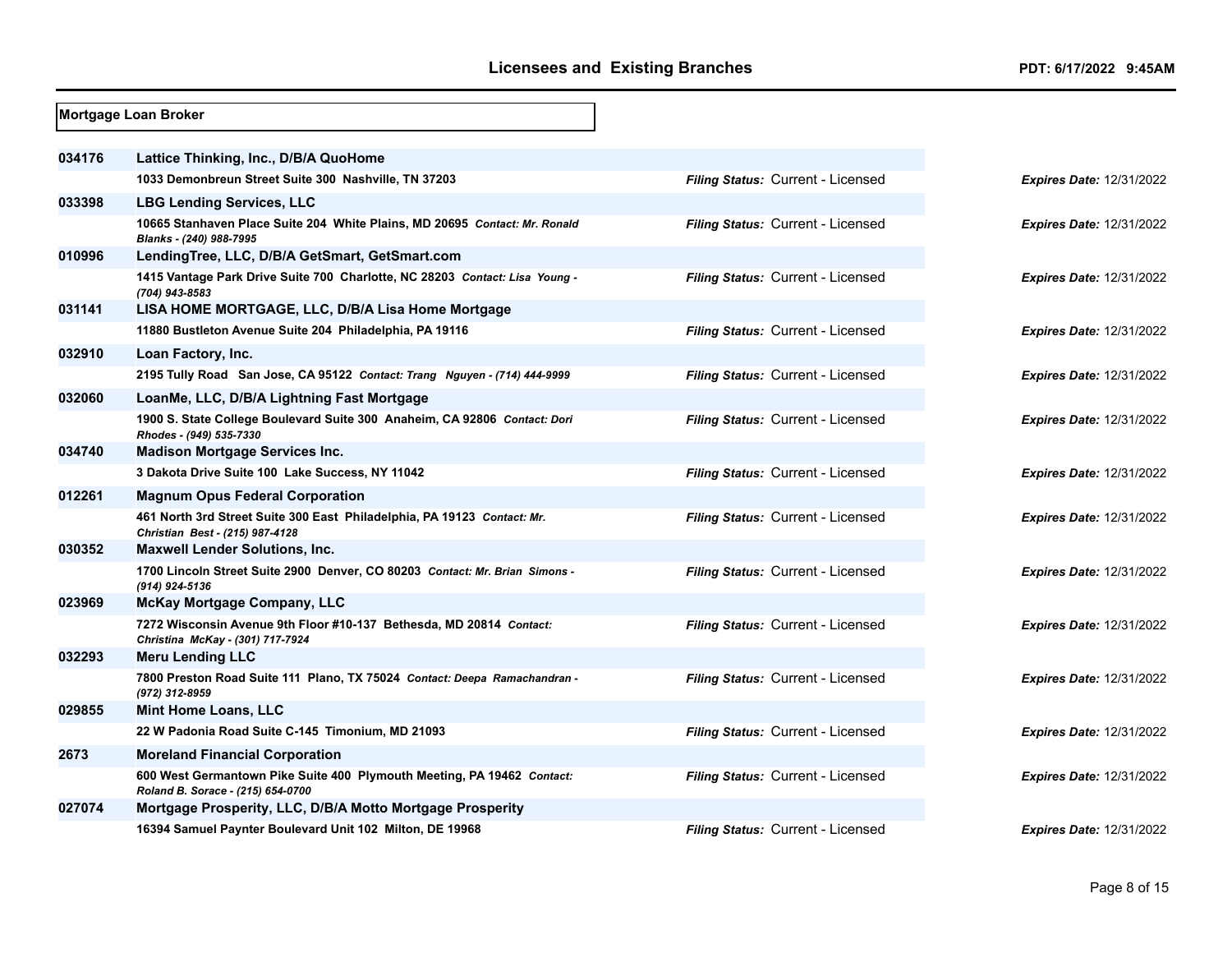# Licensees and Existing Branches

PDT: 6/17/2022 9:45AM

## Mortgage Loan Broker

| License | Name / Address | Filing Status | Expires Date |
|---|---|---|---|
| 034176 | **Lattice Thinking, Inc., D/B/A QuoHome**<br>1033 Demonbreun Street Suite 300 Nashville, TN 37203 | *Filing Status:* Current - Licensed | *Expires Date:* 12/31/2022 |
| 033398 | **LBG Lending Services, LLC**<br>10665 Stanhaven Place Suite 204 White Plains, MD 20695 *Contact: Mr. Ronald Blanks - (240) 988-7995* | *Filing Status:* Current - Licensed | *Expires Date:* 12/31/2022 |
| 010996 | **LendingTree, LLC, D/B/A GetSmart, GetSmart.com**<br>1415 Vantage Park Drive Suite 700 Charlotte, NC 28203 *Contact: Lisa Young - (704) 943-8583* | *Filing Status:* Current - Licensed | *Expires Date:* 12/31/2022 |
| 031141 | **LISA HOME MORTGAGE, LLC, D/B/A Lisa Home Mortgage**<br>11880 Bustleton Avenue Suite 204 Philadelphia, PA 19116 | *Filing Status:* Current - Licensed | *Expires Date:* 12/31/2022 |
| 032910 | **Loan Factory, Inc.**<br>2195 Tully Road San Jose, CA 95122 *Contact: Trang Nguyen - (714) 444-9999* | *Filing Status:* Current - Licensed | *Expires Date:* 12/31/2022 |
| 032060 | **LoanMe, LLC, D/B/A Lightning Fast Mortgage**<br>1900 S. State College Boulevard Suite 300 Anaheim, CA 92806 *Contact: Dori Rhodes - (949) 535-7330* | *Filing Status:* Current - Licensed | *Expires Date:* 12/31/2022 |
| 034740 | **Madison Mortgage Services Inc.**<br>3 Dakota Drive Suite 100 Lake Success, NY 11042 | *Filing Status:* Current - Licensed | *Expires Date:* 12/31/2022 |
| 012261 | **Magnum Opus Federal Corporation**<br>461 North 3rd Street Suite 300 East Philadelphia, PA 19123 *Contact: Mr. Christian Best - (215) 987-4128* | *Filing Status:* Current - Licensed | *Expires Date:* 12/31/2022 |
| 030352 | **Maxwell Lender Solutions, Inc.**<br>1700 Lincoln Street Suite 2900 Denver, CO 80203 *Contact: Mr. Brian Simons - (914) 924-5136* | *Filing Status:* Current - Licensed | *Expires Date:* 12/31/2022 |
| 023969 | **McKay Mortgage Company, LLC**<br>7272 Wisconsin Avenue 9th Floor #10-137 Bethesda, MD 20814 *Contact: Christina McKay - (301) 717-7924* | *Filing Status:* Current - Licensed | *Expires Date:* 12/31/2022 |
| 032293 | **Meru Lending LLC**<br>7800 Preston Road Suite 111 Plano, TX 75024 *Contact: Deepa Ramachandran - (972) 312-8959* | *Filing Status:* Current - Licensed | *Expires Date:* 12/31/2022 |
| 029855 | **Mint Home Loans, LLC**<br>22 W Padonia Road Suite C-145 Timonium, MD 21093 | *Filing Status:* Current - Licensed | *Expires Date:* 12/31/2022 |
| 2673 | **Moreland Financial Corporation**<br>600 West Germantown Pike Suite 400 Plymouth Meeting, PA 19462 *Contact: Roland B. Sorace - (215) 654-0700* | *Filing Status:* Current - Licensed | *Expires Date:* 12/31/2022 |
| 027074 | **Mortgage Prosperity, LLC, D/B/A Motto Mortgage Prosperity**<br>16394 Samuel Paynter Boulevard Unit 102 Milton, DE 19968 | *Filing Status:* Current - Licensed | *Expires Date:* 12/31/2022 |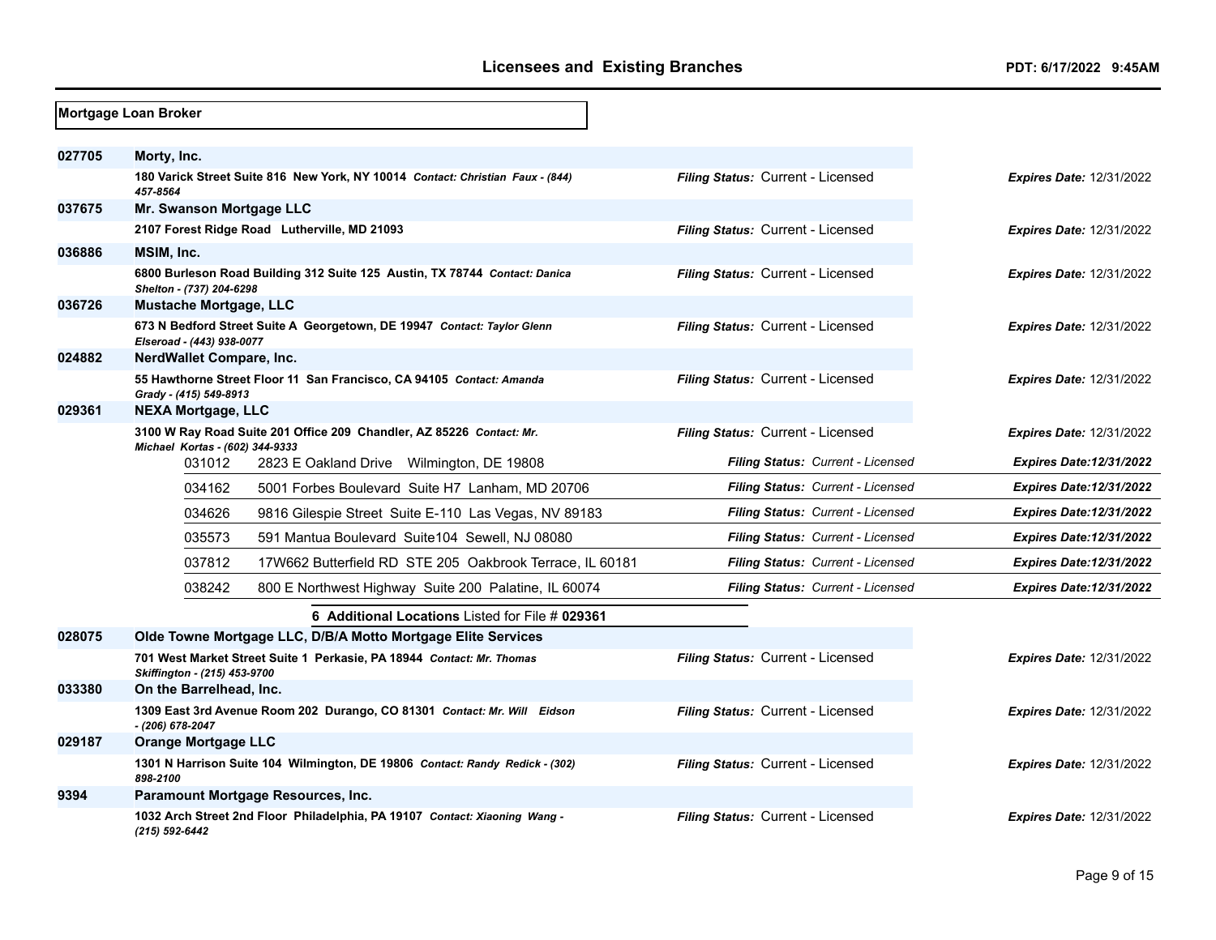## Mortgage Loan Broker

**027705** **Morty, Inc.**
**180 Varick Street Suite 816 New York, NY 10014** ***Contact: Christian Faux - (844) 457-8564***
*Filing Status:* Current - Licensed — *Expires Date:* 12/31/2022

**037675** **Mr. Swanson Mortgage LLC**
**2107 Forest Ridge Road Lutherville, MD 21093**
*Filing Status:* Current - Licensed — *Expires Date:* 12/31/2022

**036886** **MSIM, Inc.**
**6800 Burleson Road Building 312 Suite 125 Austin, TX 78744** ***Contact: Danica Shelton - (737) 204-6298***
*Filing Status:* Current - Licensed — *Expires Date:* 12/31/2022

**036726** **Mustache Mortgage, LLC**
**673 N Bedford Street Suite A Georgetown, DE 19947** ***Contact: Taylor Glenn Elseroad - (443) 938-0077***
*Filing Status:* Current - Licensed — *Expires Date:* 12/31/2022

**024882** **NerdWallet Compare, Inc.**
**55 Hawthorne Street Floor 11 San Francisco, CA 94105** ***Contact: Amanda Grady - (415) 549-8913***
*Filing Status:* Current - Licensed — *Expires Date:* 12/31/2022

**029361** **NEXA Mortgage, LLC**
**3100 W Ray Road Suite 201 Office 209 Chandler, AZ 85226** ***Contact: Mr. Michael Kortas - (602) 344-9333***
*Filing Status:* Current - Licensed — *Expires Date:* 12/31/2022

| Branch | Address | Filing Status | Expires Date |
|---|---|---|---|
| 031012 | 2823 E Oakland Drive Wilmington, DE 19808 | Current - Licensed | 12/31/2022 |
| 034162 | 5001 Forbes Boulevard Suite H7 Lanham, MD 20706 | Current - Licensed | 12/31/2022 |
| 034626 | 9816 Gilespie Street Suite E-110 Las Vegas, NV 89183 | Current - Licensed | 12/31/2022 |
| 035573 | 591 Mantua Boulevard Suite104 Sewell, NJ 08080 | Current - Licensed | 12/31/2022 |
| 037812 | 17W662 Butterfield RD STE 205 Oakbrook Terrace, IL 60181 | Current - Licensed | 12/31/2022 |
| 038242 | 800 E Northwest Highway Suite 200 Palatine, IL 60074 | Current - Licensed | 12/31/2022 |

**6 Additional Locations** Listed for File # **029361**

**028075** **Olde Towne Mortgage LLC, D/B/A Motto Mortgage Elite Services**
**701 West Market Street Suite 1 Perkasie, PA 18944** ***Contact: Mr. Thomas Skiffington - (215) 453-9700***
*Filing Status:* Current - Licensed — *Expires Date:* 12/31/2022

**033380** **On the Barrelhead, Inc.**
**1309 East 3rd Avenue Room 202 Durango, CO 81301** ***Contact: Mr. Will Eidson - (206) 678-2047***
*Filing Status:* Current - Licensed — *Expires Date:* 12/31/2022

**029187** **Orange Mortgage LLC**
**1301 N Harrison Suite 104 Wilmington, DE 19806** ***Contact: Randy Redick - (302) 898-2100***
*Filing Status:* Current - Licensed — *Expires Date:* 12/31/2022

**9394** **Paramount Mortgage Resources, Inc.**
**1032 Arch Street 2nd Floor Philadelphia, PA 19107** ***Contact: Xiaoning Wang - (215) 592-6442***
*Filing Status:* Current - Licensed — *Expires Date:* 12/31/2022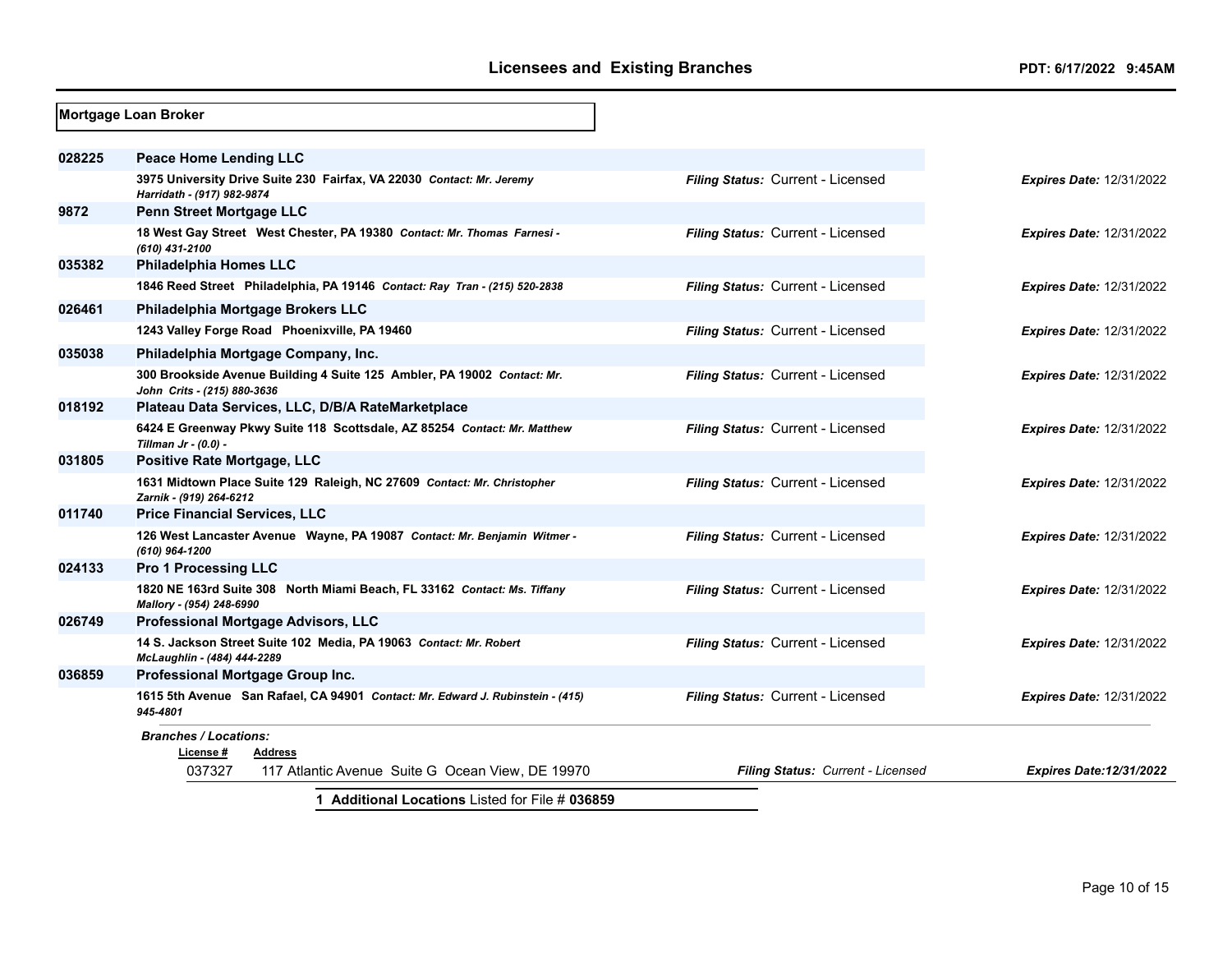## Licensees and Existing Branches

PDT: 6/17/2022 9:45AM

**Mortgage Loan Broker**

**028225** **Peace Home Lending LLC**
3975 University Drive Suite 230 Fairfax, VA 22030 *Contact: Mr. Jeremy Harridath - (917) 982-9874*
*Filing Status:* Current - Licensed — *Expires Date:* 12/31/2022

**9872** **Penn Street Mortgage LLC**
18 West Gay Street West Chester, PA 19380 *Contact: Mr. Thomas Farnesi - (610) 431-2100*
*Filing Status:* Current - Licensed — *Expires Date:* 12/31/2022

**035382** **Philadelphia Homes LLC**
1846 Reed Street Philadelphia, PA 19146 *Contact: Ray Tran - (215) 520-2838*
*Filing Status:* Current - Licensed — *Expires Date:* 12/31/2022

**026461** **Philadelphia Mortgage Brokers LLC**
1243 Valley Forge Road Phoenixville, PA 19460
*Filing Status:* Current - Licensed — *Expires Date:* 12/31/2022

**035038** **Philadelphia Mortgage Company, Inc.**
300 Brookside Avenue Building 4 Suite 125 Ambler, PA 19002 *Contact: Mr. John Crits - (215) 880-3636*
*Filing Status:* Current - Licensed — *Expires Date:* 12/31/2022

**018192** **Plateau Data Services, LLC, D/B/A RateMarketplace**
6424 E Greenway Pkwy Suite 118 Scottsdale, AZ 85254 *Contact: Mr. Matthew Tillman Jr - (0.0) -*
*Filing Status:* Current - Licensed — *Expires Date:* 12/31/2022

**031805** **Positive Rate Mortgage, LLC**
1631 Midtown Place Suite 129 Raleigh, NC 27609 *Contact: Mr. Christopher Zarnik - (919) 264-6212*
*Filing Status:* Current - Licensed — *Expires Date:* 12/31/2022

**011740** **Price Financial Services, LLC**
126 West Lancaster Avenue Wayne, PA 19087 *Contact: Mr. Benjamin Witmer - (610) 964-1200*
*Filing Status:* Current - Licensed — *Expires Date:* 12/31/2022

**024133** **Pro 1 Processing LLC**
1820 NE 163rd Suite 308 North Miami Beach, FL 33162 *Contact: Ms. Tiffany Mallory - (954) 248-6990*
*Filing Status:* Current - Licensed — *Expires Date:* 12/31/2022

**026749** **Professional Mortgage Advisors, LLC**
14 S. Jackson Street Suite 102 Media, PA 19063 *Contact: Mr. Robert McLaughlin - (484) 444-2289*
*Filing Status:* Current - Licensed — *Expires Date:* 12/31/2022

**036859** **Professional Mortgage Group Inc.**
1615 5th Avenue San Rafael, CA 94901 *Contact: Mr. Edward J. Rubinstein - (415) 945-4801*
*Filing Status:* Current - Licensed — *Expires Date:* 12/31/2022

*Branches / Locations:*

| License # | Address | Filing Status | Expires Date |
|---|---|---|---|
| 037327 | 117 Atlantic Avenue Suite G Ocean View, DE 19970 | *Current - Licensed* | *12/31/2022* |

**1 Additional Locations** Listed for File # **036859**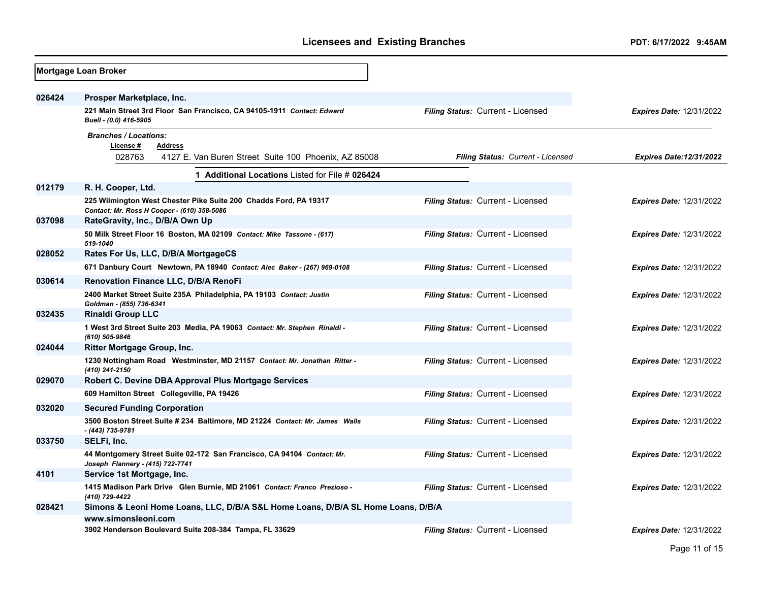## Mortgage Loan Broker

**026424** **Prosper Marketplace, Inc.**

221 Main Street 3rd Floor San Francisco, CA 94105-1911 *Contact: Edward Buell - (0.0) 416-5905*
*Filing Status:* Current - Licensed — *Expires Date:* 12/31/2022

*Branches / Locations:*

| License # | Address | Filing Status | Expires Date |
|---|---|---|---|
| 028763 | 4127 E. Van Buren Street Suite 100 Phoenix, AZ 85008 | Current - Licensed | 12/31/2022 |

**1 Additional Locations** Listed for File # **026424**

**012179** **R. H. Cooper, Ltd.**

225 Wilmington West Chester Pike Suite 200 Chadds Ford, PA 19317 *Contact: Mr. Ross H Cooper - (610) 358-5086*
*Filing Status:* Current - Licensed — *Expires Date:* 12/31/2022

**037098** **RateGravity, Inc., D/B/A Own Up**

50 Milk Street Floor 16 Boston, MA 02109 *Contact: Mike Tassone - (617) 519-1040*
*Filing Status:* Current - Licensed — *Expires Date:* 12/31/2022

**028052** **Rates For Us, LLC, D/B/A MortgageCS**

671 Danbury Court Newtown, PA 18940 *Contact: Alec Baker - (267) 969-0108*
*Filing Status:* Current - Licensed — *Expires Date:* 12/31/2022

**030614** **Renovation Finance LLC, D/B/A RenoFi**

2400 Market Street Suite 235A Philadelphia, PA 19103 *Contact: Justin Goldman - (855) 736-6341*
*Filing Status:* Current - Licensed — *Expires Date:* 12/31/2022

**032435** **Rinaldi Group LLC**

1 West 3rd Street Suite 203 Media, PA 19063 *Contact: Mr. Stephen Rinaldi - (610) 505-9846*
*Filing Status:* Current - Licensed — *Expires Date:* 12/31/2022

**024044** **Ritter Mortgage Group, Inc.**

1230 Nottingham Road Westminster, MD 21157 *Contact: Mr. Jonathan Ritter - (410) 241-2150*
*Filing Status:* Current - Licensed — *Expires Date:* 12/31/2022

**029070** **Robert C. Devine DBA Approval Plus Mortgage Services**

609 Hamilton Street Collegeville, PA 19426
*Filing Status:* Current - Licensed — *Expires Date:* 12/31/2022

**032020** **Secured Funding Corporation**

3500 Boston Street Suite # 234 Baltimore, MD 21224 *Contact: Mr. James Walls - (443) 735-9781*
*Filing Status:* Current - Licensed — *Expires Date:* 12/31/2022

**033750** **SELFi, Inc.**

44 Montgomery Street Suite 02-172 San Francisco, CA 94104 *Contact: Mr. Joseph Flannery - (415) 722-7741*
*Filing Status:* Current - Licensed — *Expires Date:* 12/31/2022

**4101** **Service 1st Mortgage, Inc.**

1415 Madison Park Drive Glen Burnie, MD 21061 *Contact: Franco Prezioso - (410) 729-4422*
*Filing Status:* Current - Licensed — *Expires Date:* 12/31/2022

**028421** **Simons & Leoni Home Loans, LLC, D/B/A S&L Home Loans, D/B/A SL Home Loans, D/B/A www.simonsleoni.com**

3902 Henderson Boulevard Suite 208-384 Tampa, FL 33629
*Filing Status:* Current - Licensed — *Expires Date:* 12/31/2022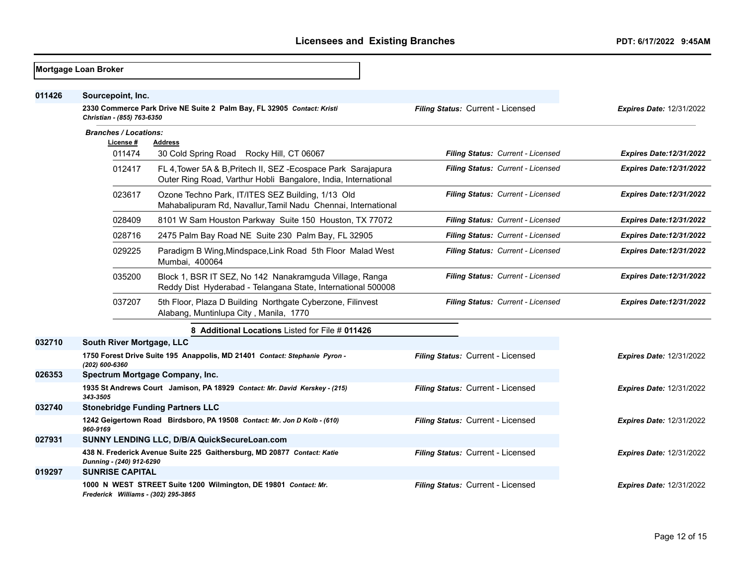## Licensees and Existing Branches

PDT: 6/17/2022 9:45AM

**Mortgage Loan Broker**

**011426 Sourcepoint, Inc.**

**2330 Commerce Park Drive NE Suite 2 Palm Bay, FL 32905** ***Contact: Kristi Christian - (855) 763-6350***

*Filing Status:* Current - Licensed *Expires Date:* 12/31/2022

***Branches / Locations:***

| License # | Address | Filing Status | Expires Date |
|---|---|---|---|
| 011474 | 30 Cold Spring Road Rocky Hill, CT 06067 | Current - Licensed | 12/31/2022 |
| 012417 | FL 4,Tower 5A & B,Pritech II, SEZ -Ecospace Park Sarajapura Outer Ring Road, Varthur Hobli Bangalore, India, International | Current - Licensed | 12/31/2022 |
| 023617 | Ozone Techno Park, IT/ITES SEZ Building, 1/13 Old Mahabalipuram Rd, Navallur,Tamil Nadu Chennai, International | Current - Licensed | 12/31/2022 |
| 028409 | 8101 W Sam Houston Parkway Suite 150 Houston, TX 77072 | Current - Licensed | 12/31/2022 |
| 028716 | 2475 Palm Bay Road NE Suite 230 Palm Bay, FL 32905 | Current - Licensed | 12/31/2022 |
| 029225 | Paradigm B Wing,Mindspace,Link Road 5th Floor Malad West Mumbai, 400064 | Current - Licensed | 12/31/2022 |
| 035200 | Block 1, BSR IT SEZ, No 142 Nanakramguda Village, Ranga Reddy Dist Hyderabad - Telangana State, International 500008 | Current - Licensed | 12/31/2022 |
| 037207 | 5th Floor, Plaza D Building Northgate Cyberzone, Filinvest Alabang, Muntinlupa City , Manila, 1770 | Current - Licensed | 12/31/2022 |

**8 Additional Locations** Listed for File # **011426**

**032710 South River Mortgage, LLC**

**1750 Forest Drive Suite 195 Anappolis, MD 21401** ***Contact: Stephanie Pyron - (202) 600-6360***

*Filing Status:* Current - Licensed *Expires Date:* 12/31/2022

**026353 Spectrum Mortgage Company, Inc.**

**1935 St Andrews Court Jamison, PA 18929** ***Contact: Mr. David Kerskey - (215) 343-3505***

*Filing Status:* Current - Licensed *Expires Date:* 12/31/2022

**032740 Stonebridge Funding Partners LLC**

**1242 Geigertown Road Birdsboro, PA 19508** ***Contact: Mr. Jon D Kolb - (610) 960-9169***

*Filing Status:* Current - Licensed *Expires Date:* 12/31/2022

**027931 SUNNY LENDING LLC, D/B/A QuickSecureLoan.com**

**438 N. Frederick Avenue Suite 225 Gaithersburg, MD 20877** ***Contact: Katie Dunning - (240) 912-6290***

*Filing Status:* Current - Licensed *Expires Date:* 12/31/2022

**019297 SUNRISE CAPITAL**

**1000 N WEST STREET Suite 1200 Wilmington, DE 19801** ***Contact: Mr. Frederick Williams - (302) 295-3865***

*Filing Status:* Current - Licensed *Expires Date:* 12/31/2022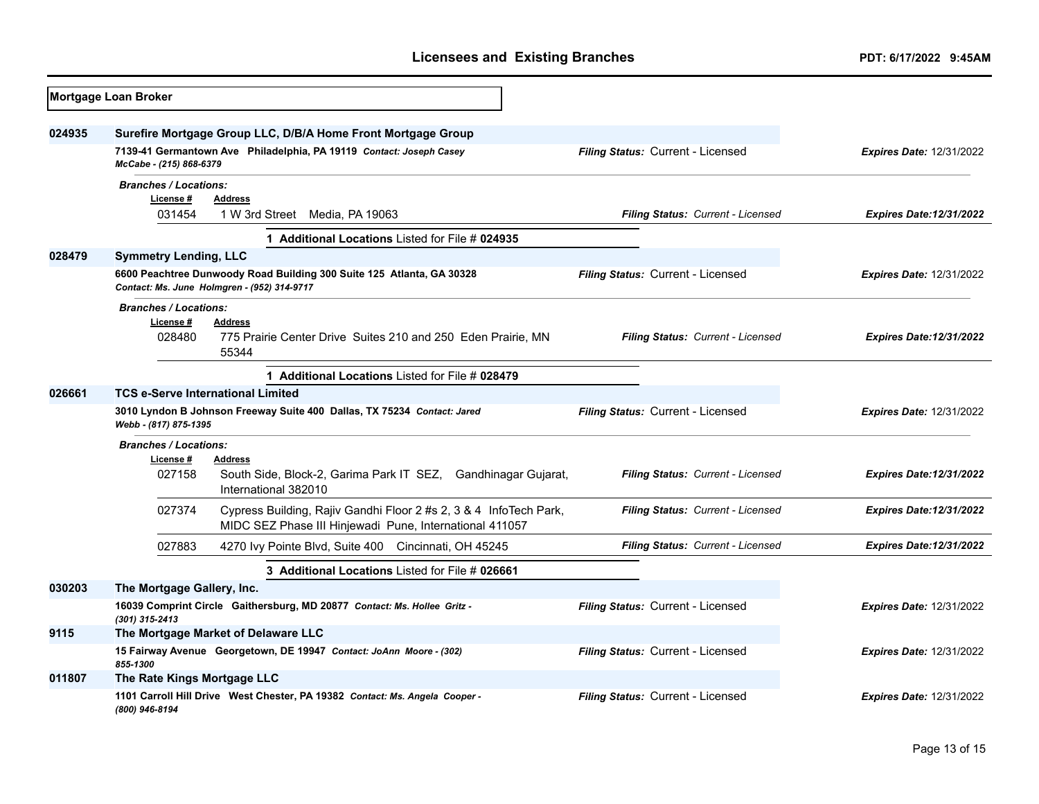## Licensees and Existing Branches

PDT: 6/17/2022 9:45AM

**Mortgage Loan Broker**

**024935** **Surefire Mortgage Group LLC, D/B/A Home Front Mortgage Group**

**7139-41 Germantown Ave Philadelphia, PA 19119** *Contact: Joseph Casey McCabe - (215) 868-6379*

*Filing Status:* Current - Licensed *Expires Date:* 12/31/2022

*Branches / Locations:*

| License # | Address | Filing Status | Expires Date |
|---|---|---|---|
| 031454 | 1 W 3rd Street Media, PA 19063 | Current - Licensed | 12/31/2022 |

1 **Additional Locations** Listed for File # **024935**

**028479** **Symmetry Lending, LLC**

**6600 Peachtree Dunwoody Road Building 300 Suite 125 Atlanta, GA 30328** *Contact: Ms. June Holmgren - (952) 314-9717*

*Filing Status:* Current - Licensed *Expires Date:* 12/31/2022

*Branches / Locations:*

| License # | Address | Filing Status | Expires Date |
|---|---|---|---|
| 028480 | 775 Prairie Center Drive Suites 210 and 250 Eden Prairie, MN 55344 | Current - Licensed | 12/31/2022 |

1 **Additional Locations** Listed for File # **028479**

**026661** **TCS e-Serve International Limited**

**3010 Lyndon B Johnson Freeway Suite 400 Dallas, TX 75234** *Contact: Jared Webb - (817) 875-1395*

*Filing Status:* Current - Licensed *Expires Date:* 12/31/2022

*Branches / Locations:*

| License # | Address | Filing Status | Expires Date |
|---|---|---|---|
| 027158 | South Side, Block-2, Garima Park IT SEZ, Gandhinagar Gujarat, International 382010 | Current - Licensed | 12/31/2022 |
| 027374 | Cypress Building, Rajiv Gandhi Floor 2 #s 2, 3 & 4 InfoTech Park, MIDC SEZ Phase III Hinjewadi Pune, International 411057 | Current - Licensed | 12/31/2022 |
| 027883 | 4270 Ivy Pointe Blvd, Suite 400 Cincinnati, OH 45245 | Current - Licensed | 12/31/2022 |

3 **Additional Locations** Listed for File # **026661**

**030203** **The Mortgage Gallery, Inc.**

**16039 Comprint Circle Gaithersburg, MD 20877** *Contact: Ms. Hollee Gritz - (301) 315-2413*

*Filing Status:* Current - Licensed *Expires Date:* 12/31/2022

**9115** **The Mortgage Market of Delaware LLC**

**15 Fairway Avenue Georgetown, DE 19947** *Contact: JoAnn Moore - (302) 855-1300*

*Filing Status:* Current - Licensed *Expires Date:* 12/31/2022

**011807** **The Rate Kings Mortgage LLC**

**1101 Carroll Hill Drive West Chester, PA 19382** *Contact: Ms. Angela Cooper - (800) 946-8194*

*Filing Status:* Current - Licensed *Expires Date:* 12/31/2022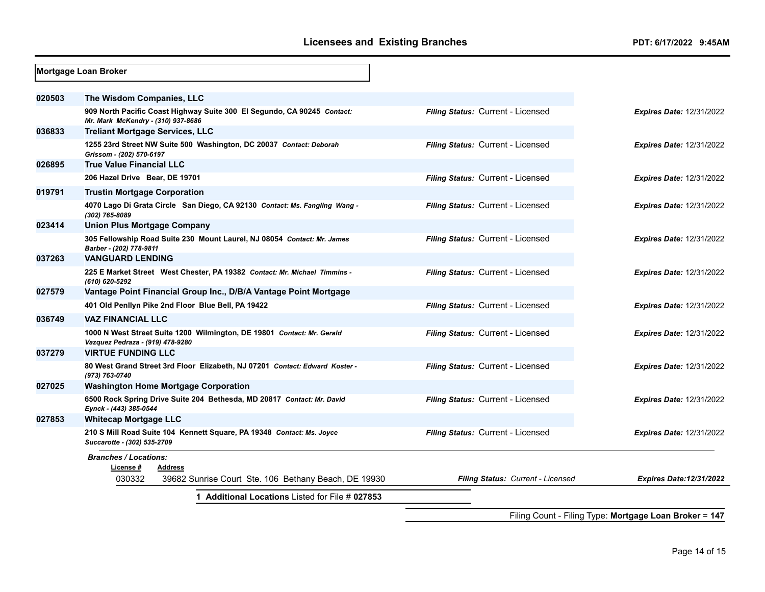## Mortgage Loan Broker

| License # | Name / Address | Filing Status | Expires Date |
|---|---|---|---|
| 020503 | **The Wisdom Companies, LLC** | | |
| | 909 North Pacific Coast Highway Suite 300 El Segundo, CA 90245 *Contact: Mr. Mark McKendry - (310) 937-8686* | *Filing Status:* Current - Licensed | *Expires Date:* 12/31/2022 |
| 036833 | **Treliant Mortgage Services, LLC** | | |
| | 1255 23rd Street NW Suite 500 Washington, DC 20037 *Contact: Deborah Grissom - (202) 570-6197* | *Filing Status:* Current - Licensed | *Expires Date:* 12/31/2022 |
| 026895 | **True Value Financial LLC** | | |
| | 206 Hazel Drive Bear, DE 19701 | *Filing Status:* Current - Licensed | *Expires Date:* 12/31/2022 |
| 019791 | **Trustin Mortgage Corporation** | | |
| | 4070 Lago Di Grata Circle San Diego, CA 92130 *Contact: Ms. Fangling Wang - (302) 765-8089* | *Filing Status:* Current - Licensed | *Expires Date:* 12/31/2022 |
| 023414 | **Union Plus Mortgage Company** | | |
| | 305 Fellowship Road Suite 230 Mount Laurel, NJ 08054 *Contact: Mr. James Barber - (202) 778-9811* | *Filing Status:* Current - Licensed | *Expires Date:* 12/31/2022 |
| 037263 | **VANGUARD LENDING** | | |
| | 225 E Market Street West Chester, PA 19382 *Contact: Mr. Michael Timmins - (610) 620-5292* | *Filing Status:* Current - Licensed | *Expires Date:* 12/31/2022 |
| 027579 | **Vantage Point Financial Group Inc., D/B/A Vantage Point Mortgage** | | |
| | 401 Old Penllyn Pike 2nd Floor Blue Bell, PA 19422 | *Filing Status:* Current - Licensed | *Expires Date:* 12/31/2022 |
| 036749 | **VAZ FINANCIAL LLC** | | |
| | 1000 N West Street Suite 1200 Wilmington, DE 19801 *Contact: Mr. Gerald Vazquez Pedraza - (919) 478-9280* | *Filing Status:* Current - Licensed | *Expires Date:* 12/31/2022 |
| 037279 | **VIRTUE FUNDING LLC** | | |
| | 80 West Grand Street 3rd Floor Elizabeth, NJ 07201 *Contact: Edward Koster - (973) 763-0740* | *Filing Status:* Current - Licensed | *Expires Date:* 12/31/2022 |
| 027025 | **Washington Home Mortgage Corporation** | | |
| | 6500 Rock Spring Drive Suite 204 Bethesda, MD 20817 *Contact: Mr. David Eynck - (443) 385-0544* | *Filing Status:* Current - Licensed | *Expires Date:* 12/31/2022 |
| 027853 | **Whitecap Mortgage LLC** | | |
| | 210 S Mill Road Suite 104 Kennett Square, PA 19348 *Contact: Ms. Joyce Succarotte - (302) 535-2709* | *Filing Status:* Current - Licensed | *Expires Date:* 12/31/2022 |

*Branches / Locations:*

| License # | Address | Filing Status | Expires Date |
|---|---|---|---|
| 030332 | 39682 Sunrise Court Ste. 106 Bethany Beach, DE 19930 | *Filing Status: Current - Licensed* | *Expires Date:12/31/2022* |

1 **Additional Locations** Listed for File # **027853**

Filing Count - Filing Type: **Mortgage Loan Broker** = **147**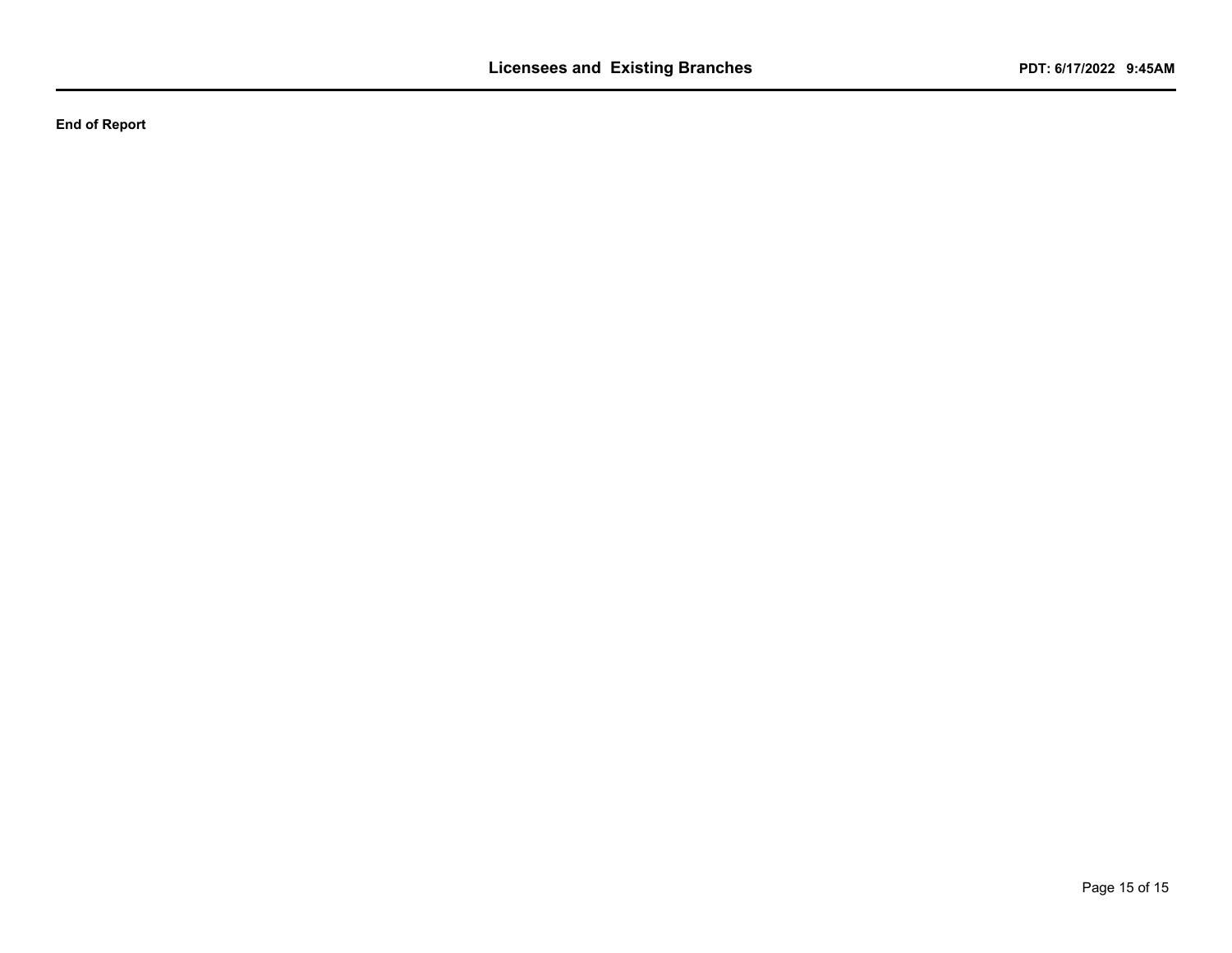**End of Report**